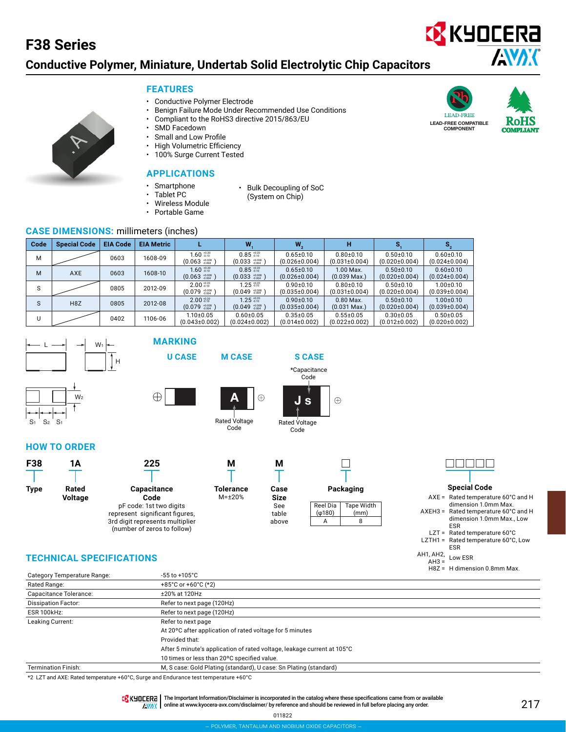# F38 Series

## Conductive Polymer, Miniature, Undertab Solid Electrolytic Chip Capacitors

### FEATURES

- Conductive Polymer Electrode
- Benign Failure Mode Under Recommended Use Conditions
- Compliant to the RoHS3 directive 2015/863/EU
- SMD Facedown
- Small and Low Profile
- High Volumetric Efficiency
- 100% Surge Current Tested

LEAD-FREE COMPATIBLE COMPONENT

RoHS COMPLIANT

### APPLICATIONS

- Smartphone
- Tablet PC
- Wireless Module
- Portable Game
- Bulk Decoupling of SoC (System on Chip)

### CASE DIMENSIONS: millimeters (inches)

| Code | Special Code | EIA Code | EIA Metric | L | $W_1$ | $W_2$ | H | $S_1$ | $S_2$ |
|---|---|---|---|---|---|---|---|---|---|
| M | | 0603 | 1608-09 | 1.60 $^{+0.20}_{-0.10}$ (0.063 $^{+0.008}_{-0.004}$) | 0.85 $^{+0.20}_{-0.10}$ (0.033 $^{+0.008}_{-0.004}$) | 0.65±0.10 (0.026±0.004) | 0.80±0.10 (0.031±0.004) | 0.50±0.10 (0.020±0.004) | 0.60±0.10 (0.024±0.004) |
| M | AXE | 0603 | 1608-10 | 1.60 $^{+0.20}_{-0.10}$ (0.063 $^{+0.008}_{-0.004}$) | 0.85 $^{+0.20}_{-0.10}$ (0.033 $^{+0.008}_{-0.004}$) | 0.65±0.10 (0.026±0.004) | 1.00 Max. (0.039 Max.) | 0.50±0.10 (0.020±0.004) | 0.60±0.10 (0.024±0.004) |
| S | | 0805 | 2012-09 | 2.00 $^{+0.20}_{-0.10}$ (0.079 $^{+0.008}_{-0.004}$) | 1.25 $^{+0.20}_{-0.10}$ (0.049 $^{+0.008}_{-0.004}$) | 0.90±0.10 (0.035±0.004) | 0.80±0.10 (0.031±0.004) | 0.50±0.10 (0.020±0.004) | 1.00±0.10 (0.039±0.004) |
| S | H8Z | 0805 | 2012-08 | 2.00 $^{+0.20}_{-0.10}$ (0.079 $^{+0.008}_{-0.004}$) | 1.25 $^{+0.20}_{-0.10}$ (0.049 $^{+0.008}_{-0.004}$) | 0.90±0.10 (0.035±0.004) | 0.80 Max. (0.031 Max.) | 0.50±0.10 (0.020±0.004) | 1.00±0.10 (0.039±0.004) |
| U | | 0402 | 1106-06 | 1.10±0.05 (0.043±0.002) | 0.60±0.05 (0.024±0.002) | 0.35±0.05 (0.014±0.002) | 0.55±0.05 (0.022±0.002) | 0.30±0.05 (0.012±0.002) | 0.50±0.05 (0.020±0.002) |

### MARKING

**U CASE**

**M CASE** — A: Rated Voltage Code

**S CASE** — J s: *Capacitance Code; Rated Voltage Code

### HOW TO ORDER

| F38 | 1A | 225 | M | M | □ | □□□□□ |
|---|---|---|---|---|---|---|
| **Type** | **Rated Voltage** | **Capacitance Code** | **Tolerance** | **Case Size** | **Packaging** | **Special Code** |
| | | pF code: 1st two digits represent significant figures, 3rd digit represents multiplier (number of zeros to follow) | M=±20% | See table above | | |

Packaging:

| Reel Dia (φ180) | Tape Width (mm) |
|---|---|
| A | 8 |

Special Code:

- AXE = Rated temperature 60°C and H dimension 1.0mm Max.
- AXEH3 = Rated temperature 60°C and H dimension 1.0mm Max., Low ESR
- LZT = Rated temperature 60°C
- LZTH1 = Rated temperature 60°C, Low ESR
- AH1, AH2, AH3 = Low ESR
- H8Z = H dimension 0.8mm Max.

### TECHNICAL SPECIFICATIONS

| | |
|---|---|
| Category Temperature Range: | -55 to +105°C |
| Rated Range: | +85°C or +60°C (*2) |
| Capacitance Tolerance: | ±20% at 120Hz |
| Dissipation Factor: | Refer to next page (120Hz) |
| ESR 100kHz: | Refer to next page (120Hz) |
| Leaking Current: | Refer to next page<br>At 20°C after application of rated voltage for 5 minutes<br>Provided that:<br>After 5 minute's application of rated voltage, leakage current at 105°C<br>10 times or less than 20°C specified value. |
| Termination Finish: | M, S case: Gold Plating (standard), U case: Sn Plating (standard) |

*2 LZT and AXE: Rated temperature +60°C, Surge and Endurance test temperature +60°C

The Important Information/Disclaimer is incorporated in the catalog where these specifications came from or available online at www.kyocera-avx.com/disclaimer/ by reference and should be reviewed in full before placing any order.

011822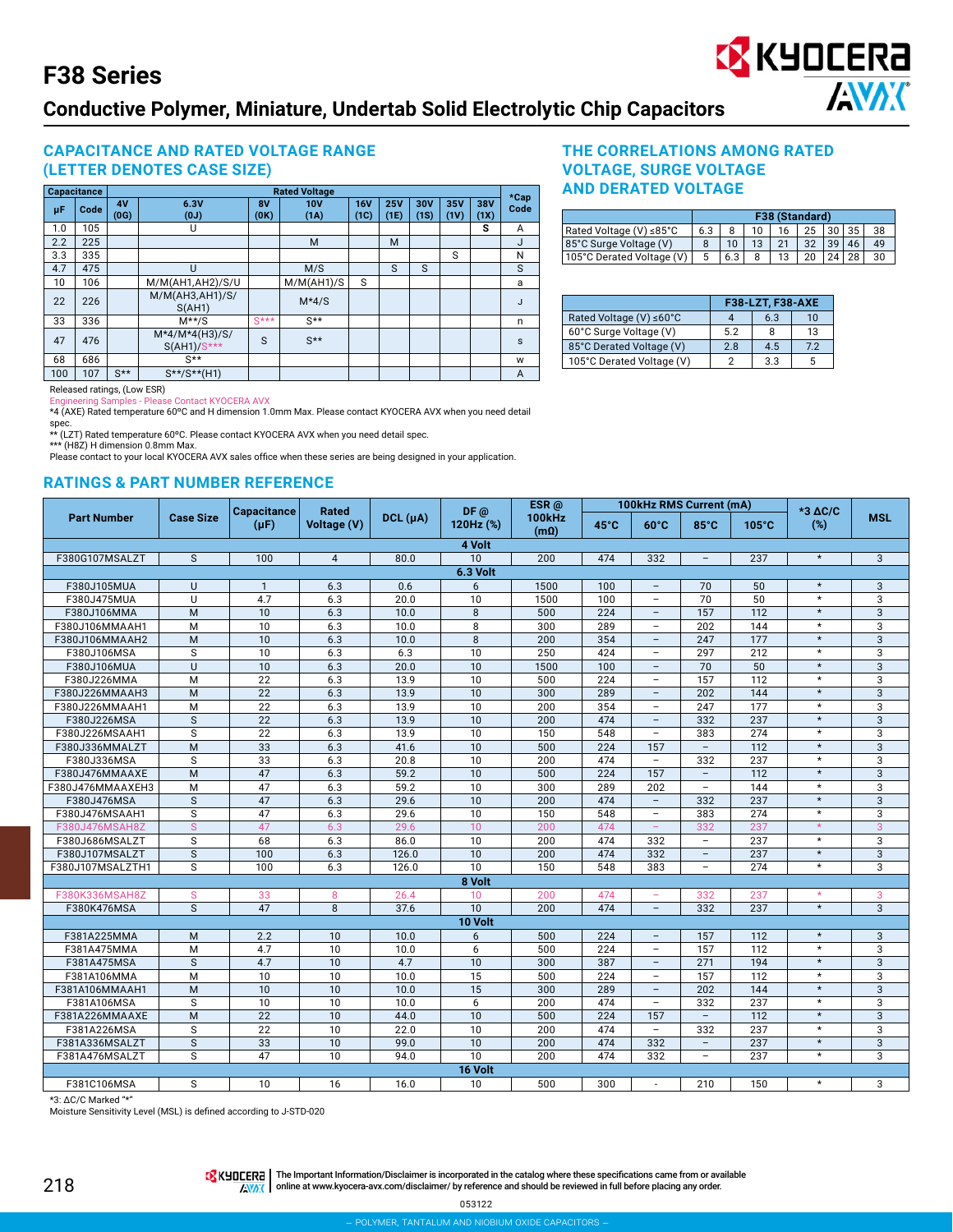# F38 Series

## Conductive Polymer, Miniature, Undertab Solid Electrolytic Chip Capacitors

### CAPACITANCE AND RATED VOLTAGE RANGE (LETTER DENOTES CASE SIZE)

| Capacitance | | Rated Voltage | | | | | | | | | | *Cap Code |
|---|---|---|---|---|---|---|---|---|---|---|---|---|
| μF | Code | 4V (0G) | 6.3V (0J) | 8V (0K) | 10V (1A) | 16V (1C) | 25V (1E) | 30V (1S) | 35V (1V) | 38V (1X) | |
| 1.0 | 105 | | U | | | | | | | S | A |
| 2.2 | 225 | | | | M | | M | | | | J |
| 3.3 | 335 | | | | | | | | S | | N |
| 4.7 | 475 | | U | | M/S | | S | S | | | S |
| 10 | 106 | | M/M(AH1,AH2)/S/U | | M/M(AH1)/S | S | | | | | a |
| 22 | 226 | | M/M(AH3,AH1)/S/ S(AH1) | | M*4/S | | | | | | J |
| 33 | 336 | | M**/S | S*** | S** | | | | | | n |
| 47 | 476 | | M*4/M*4(H3)/S/ S(AH1)/S*** | S | S** | | | | | | s |
| 68 | 686 | | S** | | | | | | | | w |
| 100 | 107 | S** | S**/S**(H1) | | | | | | | | A |

Released ratings, (Low ESR)

Engineering Samples - Please Contact KYOCERA AVX

*4 (AXE) Rated temperature 60°C and H dimension 1.0mm Max. Please contact KYOCERA AVX when you need detail spec.

** (LZT) Rated temperature 60°C. Please contact KYOCERA AVX when you need detail spec.

*** (H8Z) H dimension 0.8mm Max.

Please contact to your local KYOCERA AVX sales office when these series are being designed in your application.

### THE CORRELATIONS AMONG RATED VOLTAGE, SURGE VOLTAGE AND DERATED VOLTAGE

| | F38 (Standard) | | | | | | | |
|---|---|---|---|---|---|---|---|---|
| Rated Voltage (V) ≤85°C | 6.3 | 8 | 10 | 16 | 25 | 30 | 35 | 38 |
| 85°C Surge Voltage (V) | 8 | 10 | 13 | 21 | 32 | 39 | 46 | 49 |
| 105°C Derated Voltage (V) | 5 | 6.3 | 8 | 13 | 20 | 24 | 28 | 30 |

| | F38-LZT, F38-AXE | | |
|---|---|---|---|
| Rated Voltage (V) ≤60°C | 4 | 6.3 | 10 |
| 60°C Surge Voltage (V) | 5.2 | 8 | 13 |
| 85°C Derated Voltage (V) | 2.8 | 4.5 | 7.2 |
| 105°C Derated Voltage (V) | 2 | 3.3 | 5 |

### RATINGS & PART NUMBER REFERENCE

| Part Number | Case Size | Capacitance (μF) | Rated Voltage (V) | DCL (μA) | DF @ 120Hz (%) | ESR @ 100kHz (mΩ) | 100kHz RMS Current (mA) 45°C | 60°C | 85°C | 105°C | *3 ΔC/C (%) | MSL |
|---|---|---|---|---|---|---|---|---|---|---|---|---|
| **4 Volt** | | | | | | | | | | | | |
| F380G107MSALZT | S | 100 | 4 | 80.0 | 10 | 200 | 474 | 332 | – | 237 | * | 3 |
| **6.3 Volt** | | | | | | | | | | | | |
| F380J105MUA | U | 1 | 6.3 | 0.6 | 6 | 1500 | 100 | – | 70 | 50 | * | 3 |
| F380J475MUA | U | 4.7 | 6.3 | 20.0 | 10 | 1500 | 100 | – | 70 | 50 | * | 3 |
| F380J106MMA | M | 10 | 6.3 | 10.0 | 8 | 500 | 224 | – | 157 | 112 | * | 3 |
| F380J106MMAAH1 | M | 10 | 6.3 | 10.0 | 8 | 300 | 289 | – | 202 | 144 | * | 3 |
| F380J106MMAAH2 | M | 10 | 6.3 | 10.0 | 8 | 200 | 354 | – | 247 | 177 | * | 3 |
| F380J106MSA | S | 10 | 6.3 | 6.3 | 10 | 250 | 424 | – | 297 | 212 | * | 3 |
| F380J106MUA | U | 10 | 6.3 | 20.0 | 10 | 1500 | 100 | – | 70 | 50 | * | 3 |
| F380J226MMA | M | 22 | 6.3 | 13.9 | 10 | 500 | 224 | – | 157 | 112 | * | 3 |
| F380J226MMAAH3 | M | 22 | 6.3 | 13.9 | 10 | 300 | 289 | – | 202 | 144 | * | 3 |
| F380J226MMAAH1 | M | 22 | 6.3 | 13.9 | 10 | 200 | 354 | – | 247 | 177 | * | 3 |
| F380J226MSA | S | 22 | 6.3 | 13.9 | 10 | 200 | 474 | – | 332 | 237 | * | 3 |
| F380J226MSAAH1 | S | 22 | 6.3 | 13.9 | 10 | 150 | 548 | – | 383 | 274 | * | 3 |
| F380J336MMALZT | M | 33 | 6.3 | 41.6 | 10 | 500 | 224 | 157 | – | 112 | * | 3 |
| F380J336MSA | S | 33 | 6.3 | 20.8 | 10 | 200 | 474 | – | 332 | 237 | * | 3 |
| F380J476MMAAXE | M | 47 | 6.3 | 59.2 | 10 | 500 | 224 | 157 | – | 112 | * | 3 |
| F380J476MMAAXEH3 | M | 47 | 6.3 | 59.2 | 10 | 300 | 289 | 202 | – | 144 | * | 3 |
| F380J476MSA | S | 47 | 6.3 | 29.6 | 10 | 200 | 474 | – | 332 | 237 | * | 3 |
| F380J476MSAAH1 | S | 47 | 6.3 | 29.6 | 10 | 150 | 548 | – | 383 | 274 | * | 3 |
| F380J476MSAH8Z | S | 47 | 6.3 | 29.6 | 10 | 200 | 474 | – | 332 | 237 | * | 3 |
| F380J686MSALZT | S | 68 | 6.3 | 86.0 | 10 | 200 | 474 | 332 | – | 237 | * | 3 |
| F380J107MSALZT | S | 100 | 6.3 | 126.0 | 10 | 200 | 474 | 332 | – | 237 | * | 3 |
| F380J107MSALZTH1 | S | 100 | 6.3 | 126.0 | 10 | 150 | 548 | 383 | – | 274 | * | 3 |
| **8 Volt** | | | | | | | | | | | | |
| F380K336MSAH8Z | S | 33 | 8 | 26.4 | 10 | 200 | 474 | – | 332 | 237 | * | 3 |
| F380K476MSA | S | 47 | 8 | 37.6 | 10 | 200 | 474 | – | 332 | 237 | * | 3 |
| **10 Volt** | | | | | | | | | | | | |
| F381A225MMA | M | 2.2 | 10 | 10.0 | 6 | 500 | 224 | – | 157 | 112 | * | 3 |
| F381A475MMA | M | 4.7 | 10 | 10.0 | 6 | 500 | 224 | – | 157 | 112 | * | 3 |
| F381A475MSA | S | 4.7 | 10 | 4.7 | 10 | 300 | 387 | – | 271 | 194 | * | 3 |
| F381A106MMA | M | 10 | 10 | 10.0 | 15 | 500 | 224 | – | 157 | 112 | * | 3 |
| F381A106MMAAH1 | M | 10 | 10 | 10.0 | 15 | 300 | 289 | – | 202 | 144 | * | 3 |
| F381A106MSA | S | 10 | 10 | 10.0 | 6 | 200 | 474 | – | 332 | 237 | * | 3 |
| F381A226MMAAXE | M | 22 | 10 | 44.0 | 10 | 500 | 224 | 157 | – | 112 | * | 3 |
| F381A226MSA | S | 22 | 10 | 22.0 | 10 | 200 | 474 | – | 332 | 237 | * | 3 |
| F381A336MSALZT | S | 33 | 10 | 99.0 | 10 | 200 | 474 | 332 | – | 237 | * | 3 |
| F381A476MSALZT | S | 47 | 10 | 94.0 | 10 | 200 | 474 | 332 | – | 237 | * | 3 |
| **16 Volt** | | | | | | | | | | | | |
| F381C106MSA | S | 10 | 16 | 16.0 | 10 | 500 | 300 | - | 210 | 150 | * | 3 |

*3: ΔC/C Marked "*"

Moisture Sensitivity Level (MSL) is defined according to J-STD-020

The Important Information/Disclaimer is incorporated in the catalog where these specifications came from or available online at www.kyocera-avx.com/disclaimer/ by reference and should be reviewed in full before placing any order.

053122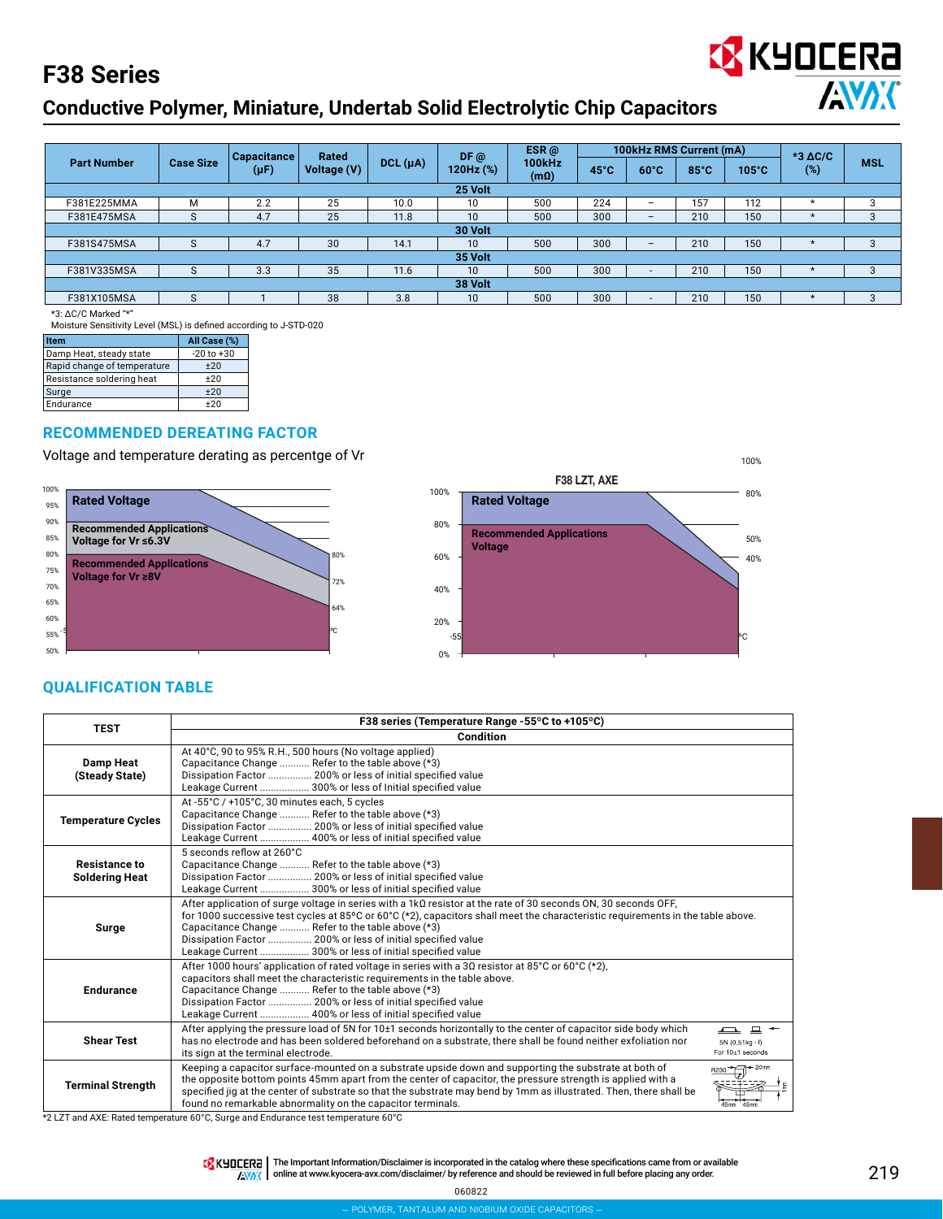# F38 Series

## Conductive Polymer, Miniature, Undertab Solid Electrolytic Chip Capacitors

| Part Number | Case Size | Capacitance (µF) | Rated Voltage (V) | DCL (µA) | DF @ 120Hz (%) | ESR @ 100kHz (mΩ) | 100kHz RMS Current (mA) | | | | *3 ΔC/C (%) | MSL |
|---|---|---|---|---|---|---|---|---|---|---|---|---|
| | | | | | | | 45°C | 60°C | 85°C | 105°C | | |
| **25 Volt** | | | | | | | | | | | | |
| F381E225MMA | M | 2.2 | 25 | 10.0 | 10 | 500 | 224 | – | 157 | 112 | * | 3 |
| F381E475MSA | S | 4.7 | 25 | 11.8 | 10 | 500 | 300 | – | 210 | 150 | * | 3 |
| **30 Volt** | | | | | | | | | | | | |
| F381S475MSA | S | 4.7 | 30 | 14.1 | 10 | 500 | 300 | – | 210 | 150 | * | 3 |
| **35 Volt** | | | | | | | | | | | | |
| F381V335MSA | S | 3.3 | 35 | 11.6 | 10 | 500 | 300 | - | 210 | 150 | * | 3 |
| **38 Volt** | | | | | | | | | | | | |
| F381X105MSA | S | 1 | 38 | 3.8 | 10 | 500 | 300 | - | 210 | 150 | * | 3 |

*3: ΔC/C Marked "*"

Moisture Sensitivity Level (MSL) is defined according to J-STD-020

| Item | All Case (%) |
|---|---|
| Damp Heat, steady state | -20 to +30 |
| Rapid change of temperature | ±20 |
| Resistance soldering heat | ±20 |
| Surge | ±20 |
| Endurance | ±20 |

## RECOMMENDED DEREATING FACTOR

Voltage and temperature derating as percentge of Vr

## QUALIFICATION TABLE

| TEST | F38 series (Temperature Range -55°C to +105°C) Condition |
|---|---|
| **Damp Heat (Steady State)** | At 40°C, 90 to 95% R.H., 500 hours (No voltage applied)<br>Capacitance Change ........... Refer to the table above (*3)<br>Dissipation Factor ................ 200% or less of initial specified value<br>Leakage Current .................. 300% or less of Initial specified value |
| **Temperature Cycles** | At -55°C / +105°C, 30 minutes each, 5 cycles<br>Capacitance Change ........... Refer to the table above (*3)<br>Dissipation Factor ................ 200% or less of initial specified value<br>Leakage Current .................. 400% or less of initial specified value |
| **Resistance to Soldering Heat** | 5 seconds reflow at 260°C<br>Capacitance Change ........... Refer to the table above (*3)<br>Dissipation Factor ................ 200% or less of initial specified value<br>Leakage Current .................. 300% or less of initial specified value |
| **Surge** | After application of surge voltage in series with a 1kΩ resistor at the rate of 30 seconds ON, 30 seconds OFF, for 1000 successive test cycles at 85°C or 60°C (*2), capacitors shall meet the characteristic requirements in the table above.<br>Capacitance Change ........... Refer to the table above (*3)<br>Dissipation Factor ................ 200% or less of initial specified value<br>Leakage Current .................. 300% or less of initial specified value |
| **Endurance** | After 1000 hours' application of rated voltage in series with a 3Ω resistor at 85°C or 60°C (*2), capacitors shall meet the characteristic requirements in the table above.<br>Capacitance Change ........... Refer to the table above (*3)<br>Dissipation Factor ................ 200% or less of initial specified value<br>Leakage Current .................. 400% or less of initial specified value |
| **Shear Test** | After applying the pressure load of 5N for 10±1 seconds horizontally to the center of capacitor side body which has no electrode and has been soldered beforehand on a substrate, there shall be found neither exfoliation nor its sign at the terminal electrode. (5N (0.51kg · f) For 10±1 seconds) |
| **Terminal Strength** | Keeping a capacitor surface-mounted on a substrate upside down and supporting the substrate at both of the opposite bottom points 45mm apart from the center of capacitor, the pressure strength is applied with a specified jig at the center of substrate so that the substrate may bend by 1mm as illustrated. Then, there shall be found no remarkable abnormality on the capacitor terminals. |

*2 LZT and AXE: Rated temperature 60°C, Surge and Endurance test temperature 60°C

The Important Information/Disclaimer is incorporated in the catalog where these specifications came from or available online at www.kyocera-avx.com/disclaimer/ by reference and should be reviewed in full before placing any order.

060822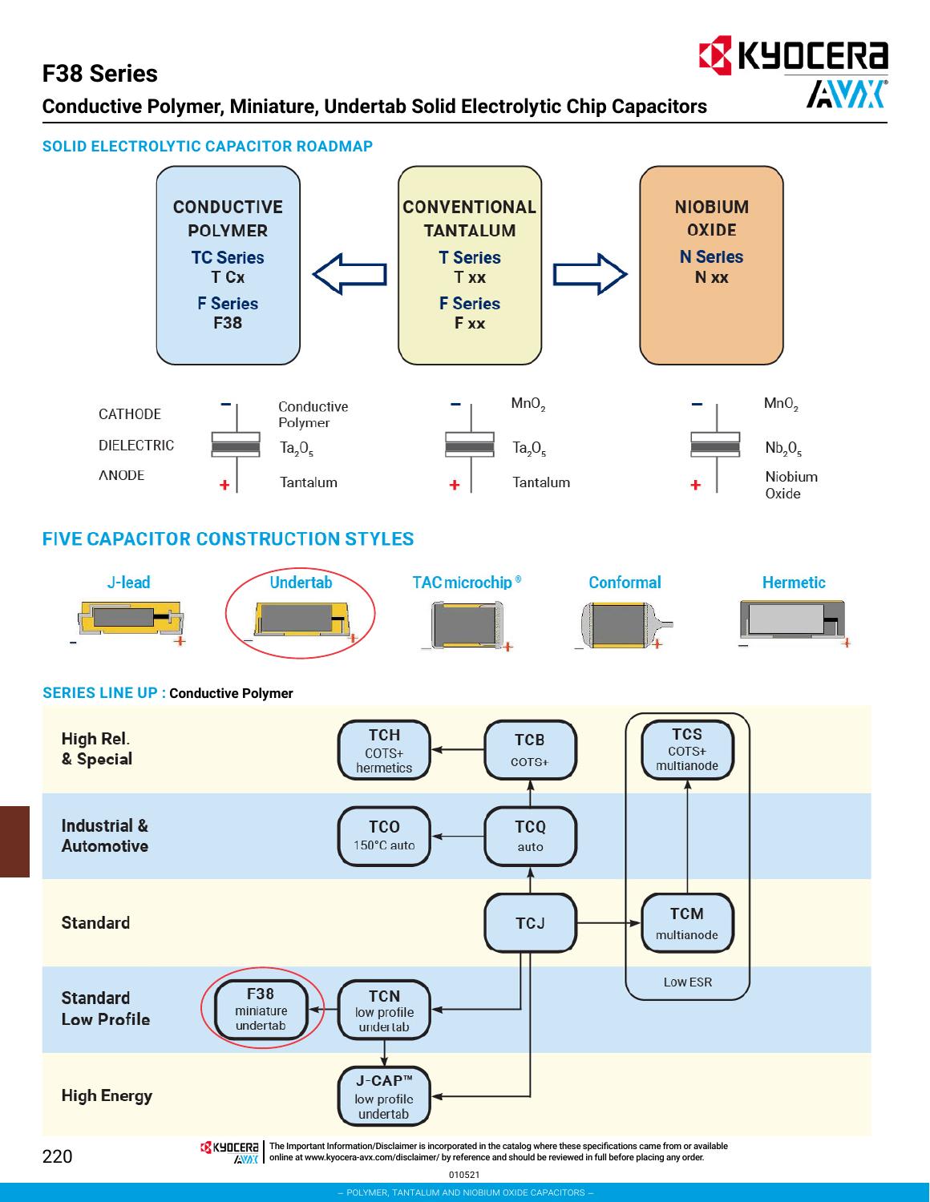# F38 Series

## Conductive Polymer, Miniature, Undertab Solid Electrolytic Chip Capacitors

### SOLID ELECTROLYTIC CAPACITOR ROADMAP

CONDUCTIVE POLYMER
TC Series
T Cx
F Series
F38

CONVENTIONAL TANTALUM
T Series
T xx
F Series
F xx

NIOBIUM OXIDE
N Series
N xx

CATHODE
DIELECTRIC
ANODE

Conductive Polymer
$Ta_2O_5$
Tantalum

$MnO_2$
$Ta_2O_5$
Tantalum

$MnO_2$
$Nb_2O_5$
Niobium Oxide

### FIVE CAPACITOR CONSTRUCTION STYLES

J-lead
Undertab
TAC microchip®
Conformal
Hermetic

### SERIES LINE UP : Conductive Polymer

High Rel. & Special
Industrial & Automotive
Standard
Standard Low Profile
High Energy

TCH
COTS+ hermetics

TCB
COTS+

TCS
COTS+ multianode

TCO
150°C auto

TCQ
auto

TCJ

TCM
multianode

Low ESR

F38
miniature undertab

TCN
low profile undertab

J-CAP™
low profile undertab

The Important Information/Disclaimer is incorporated in the catalog where these specifications came from or available online at www.kyocera-avx.com/disclaimer/ by reference and should be reviewed in full before placing any order.

010521